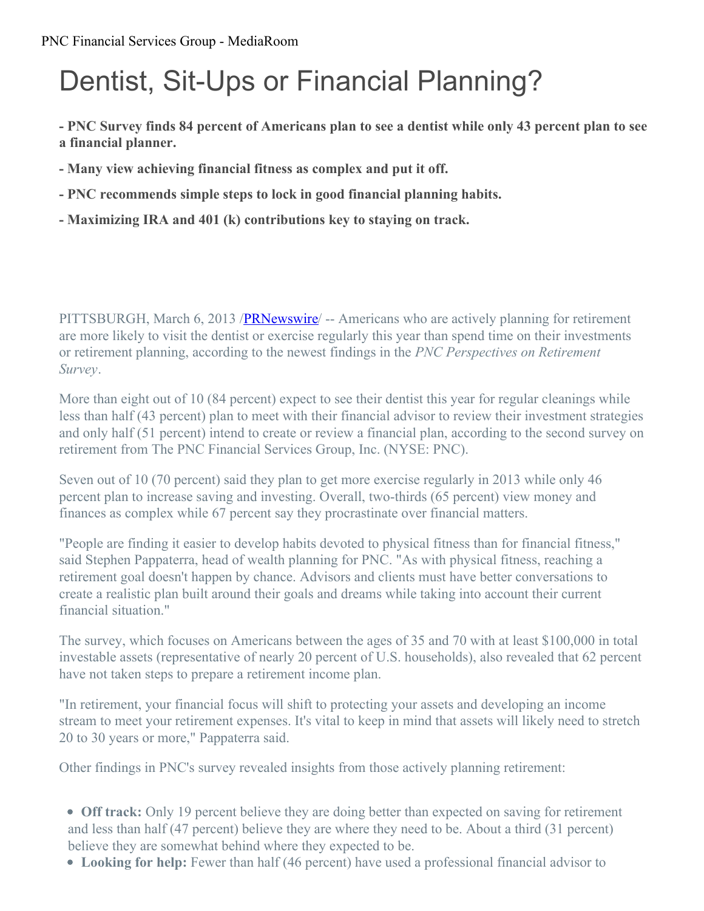# Dentist, Sit-Ups or Financial Planning?

**- PNC Survey finds 84 percent of Americans plan to see a dentist while only 43 percent plan to see a financial planner.**

**- Many view achieving financial fitness as complex and put it off.**

**- PNC recommends simple steps to lock in good financial planning habits.**

**- Maximizing IRA and 401 (k) contributions key to staying on track.**

PITTSBURGH, March 6, 2013 /PRNewswire/ -- Americans who are actively planning for retirement are more likely to visit the dentist or exercise regularly this year than spend time on their investments or retirement planning, according to the newest findings in the *PNC Perspectives on Retirement Survey*.

More than eight out of 10 (84 percent) expect to see their dentist this year for regular cleanings while less than half (43 percent) plan to meet with their financial advisor to review their investment strategies and only half (51 percent) intend to create or review a financial plan, according to the second survey on retirement from The PNC Financial Services Group, Inc. (NYSE: PNC).

Seven out of 10 (70 percent) said they plan to get more exercise regularly in 2013 while only 46 percent plan to increase saving and investing. Overall, two-thirds (65 percent) view money and finances as complex while 67 percent say they procrastinate over financial matters.

"People are finding it easier to develop habits devoted to physical fitness than for financial fitness," said Stephen Pappaterra, head of wealth planning for PNC. "As with physical fitness, reaching a retirement goal doesn't happen by chance. Advisors and clients must have better conversations to create a realistic plan built around their goals and dreams while taking into account their current financial situation."

The survey, which focuses on Americans between the ages of 35 and 70 with at least $100,000 in total investable assets (representative of nearly 20 percent of U.S. households), also revealed that 62 percent have not taken steps to prepare a retirement income plan.

"In retirement, your financial focus will shift to protecting your assets and developing an income stream to meet your retirement expenses. It's vital to keep in mind that assets will likely need to stretch 20 to 30 years or more," Pappaterra said.

Other findings in PNC's survey revealed insights from those actively planning retirement:

- **Off track:** Only 19 percent believe they are doing better than expected on saving for retirement and less than half (47 percent) believe they are where they need to be. About a third (31 percent) believe they are somewhat behind where they expected to be.
- **Looking for help:** Fewer than half (46 percent) have used a professional financial advisor to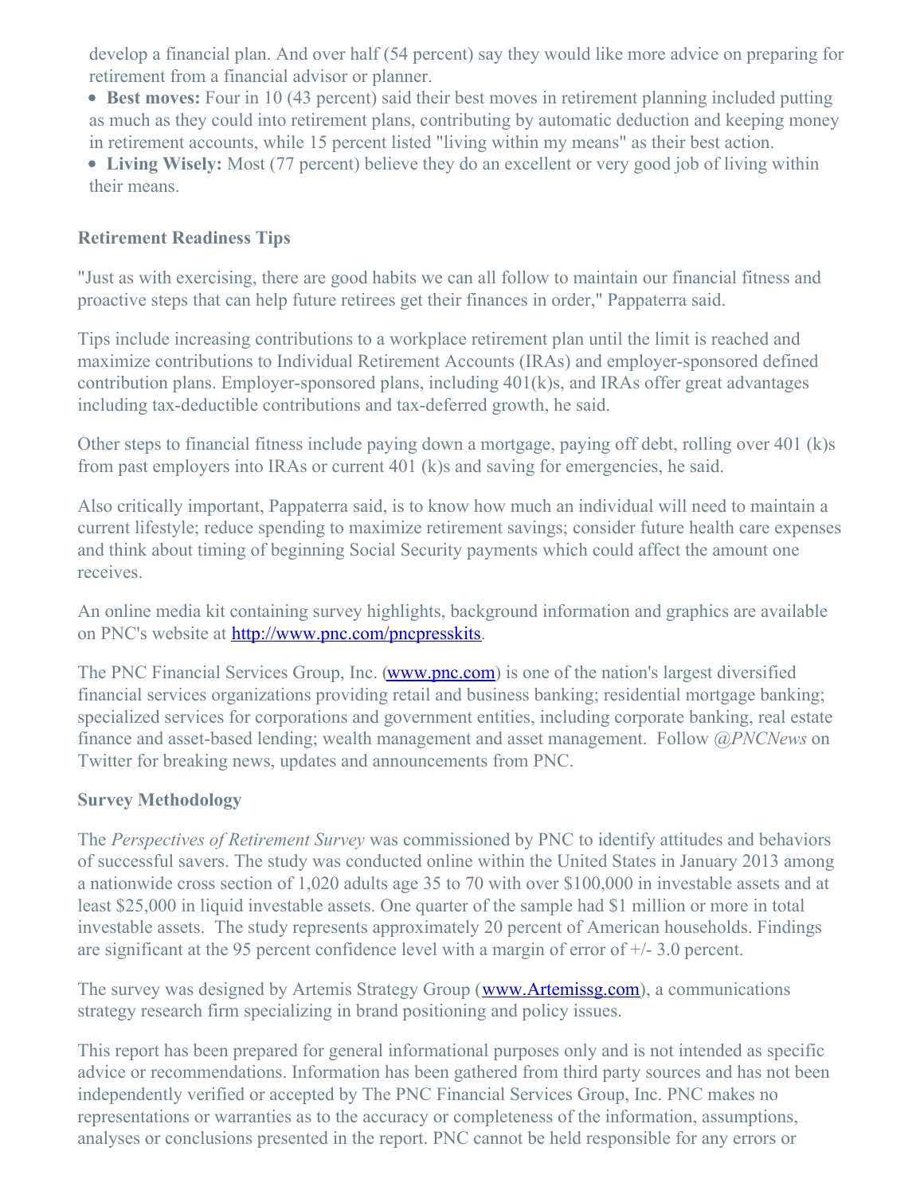develop a financial plan. And over half (54 percent) say they would like more advice on preparing for retirement from a financial advisor or planner.

- **Best moves:** Four in 10 (43 percent) said their best moves in retirement planning included putting as much as they could into retirement plans, contributing by automatic deduction and keeping money in retirement accounts, while 15 percent listed "living within my means" as their best action.
- **Living Wisely:** Most (77 percent) believe they do an excellent or very good job of living within their means.

**Retirement Readiness Tips**

"Just as with exercising, there are good habits we can all follow to maintain our financial fitness and proactive steps that can help future retirees get their finances in order," Pappaterra said.

Tips include increasing contributions to a workplace retirement plan until the limit is reached and maximize contributions to Individual Retirement Accounts (IRAs) and employer-sponsored defined contribution plans. Employer-sponsored plans, including 401(k)s, and IRAs offer great advantages including tax-deductible contributions and tax-deferred growth, he said.

Other steps to financial fitness include paying down a mortgage, paying off debt, rolling over 401 (k)s from past employers into IRAs or current 401 (k)s and saving for emergencies, he said.

Also critically important, Pappaterra said, is to know how much an individual will need to maintain a current lifestyle; reduce spending to maximize retirement savings; consider future health care expenses and think about timing of beginning Social Security payments which could affect the amount one receives.

An online media kit containing survey highlights, background information and graphics are available on PNC's website at [http://www.pnc.com/pncpresskits](http://www.pnc.com/pncpresskits).

The PNC Financial Services Group, Inc. ([www.pnc.com](http://www.pnc.com)) is one of the nation's largest diversified financial services organizations providing retail and business banking; residential mortgage banking; specialized services for corporations and government entities, including corporate banking, real estate finance and asset-based lending; wealth management and asset management. Follow *@PNCNews* on Twitter for breaking news, updates and announcements from PNC.

**Survey Methodology**

The *Perspectives of Retirement Survey* was commissioned by PNC to identify attitudes and behaviors of successful savers. The study was conducted online within the United States in January 2013 among a nationwide cross section of 1,020 adults age 35 to 70 with over $100,000 in investable assets and at least $25,000 in liquid investable assets. One quarter of the sample had $1 million or more in total investable assets. The study represents approximately 20 percent of American households. Findings are significant at the 95 percent confidence level with a margin of error of +/- 3.0 percent.

The survey was designed by Artemis Strategy Group ([www.Artemissg.com](http://www.Artemissg.com)), a communications strategy research firm specializing in brand positioning and policy issues.

This report has been prepared for general informational purposes only and is not intended as specific advice or recommendations. Information has been gathered from third party sources and has not been independently verified or accepted by The PNC Financial Services Group, Inc. PNC makes no representations or warranties as to the accuracy or completeness of the information, assumptions, analyses or conclusions presented in the report. PNC cannot be held responsible for any errors or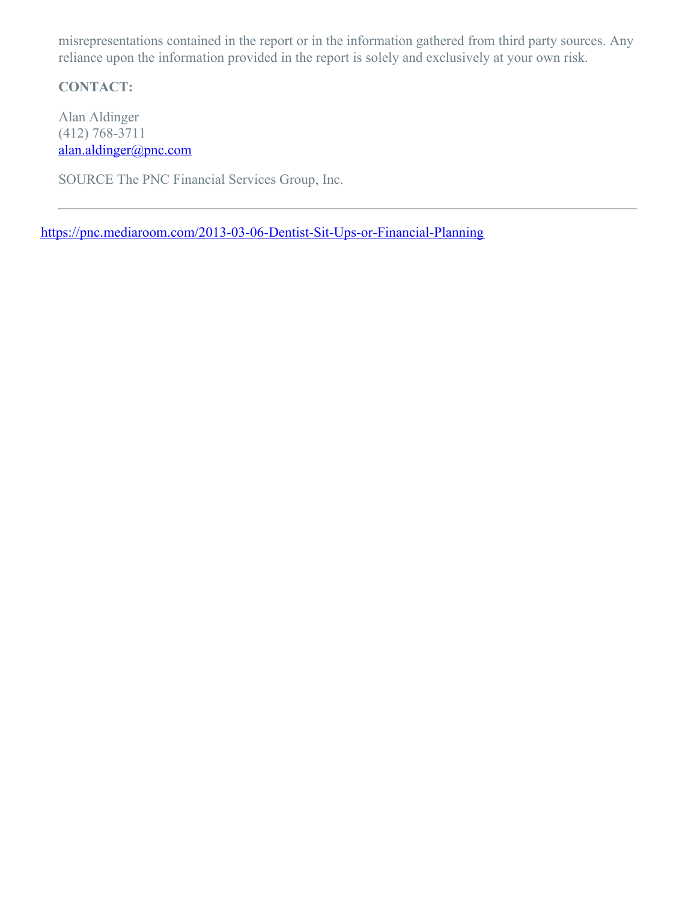misrepresentations contained in the report or in the information gathered from third party sources. Any reliance upon the information provided in the report is solely and exclusively at your own risk.

**CONTACT:**

Alan Aldinger
(412) 768-3711
alan.aldinger@pnc.com

SOURCE The PNC Financial Services Group, Inc.

---

https://pnc.mediaroom.com/2013-03-06-Dentist-Sit-Ups-or-Financial-Planning